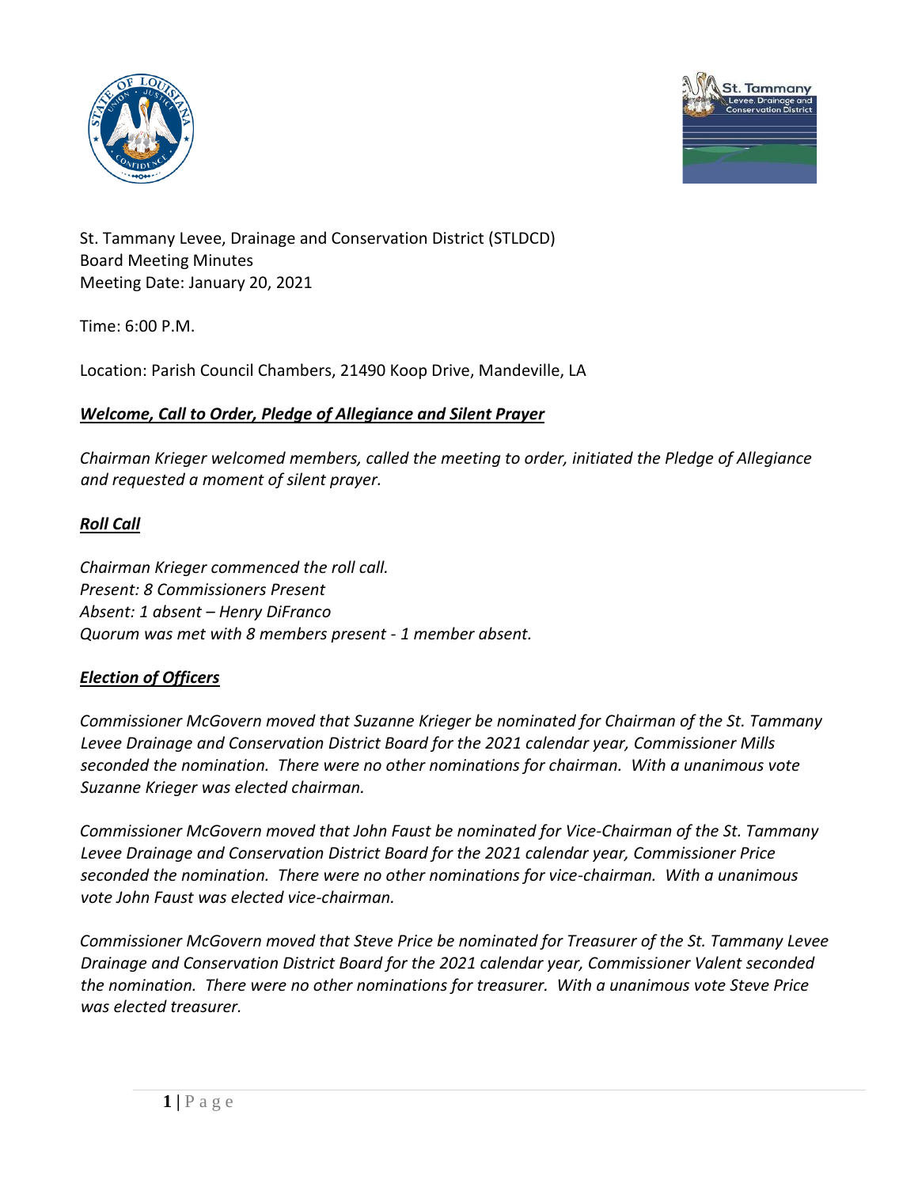St. Tammany Levee, Drainage and Conservation District (STLDCD)
Board Meeting Minutes
Meeting Date: January 20, 2021

Time: 6:00 P.M.

Location: Parish Council Chambers, 21490 Koop Drive, Mandeville, LA

## ***Welcome, Call to Order, Pledge of Allegiance and Silent Prayer***

*Chairman Krieger welcomed members, called the meeting to order, initiated the Pledge of Allegiance and requested a moment of silent prayer.*

## ***Roll Call***

*Chairman Krieger commenced the roll call.*
*Present: 8 Commissioners Present*
*Absent: 1 absent – Henry DiFranco*
*Quorum was met with 8 members present - 1 member absent.*

## ***Election of Officers***

*Commissioner McGovern moved that Suzanne Krieger be nominated for Chairman of the St. Tammany Levee Drainage and Conservation District Board for the 2021 calendar year, Commissioner Mills seconded the nomination. There were no other nominations for chairman. With a unanimous vote Suzanne Krieger was elected chairman.*

*Commissioner McGovern moved that John Faust be nominated for Vice-Chairman of the St. Tammany Levee Drainage and Conservation District Board for the 2021 calendar year, Commissioner Price seconded the nomination. There were no other nominations for vice-chairman. With a unanimous vote John Faust was elected vice-chairman.*

*Commissioner McGovern moved that Steve Price be nominated for Treasurer of the St. Tammany Levee Drainage and Conservation District Board for the 2021 calendar year, Commissioner Valent seconded the nomination. There were no other nominations for treasurer. With a unanimous vote Steve Price was elected treasurer.*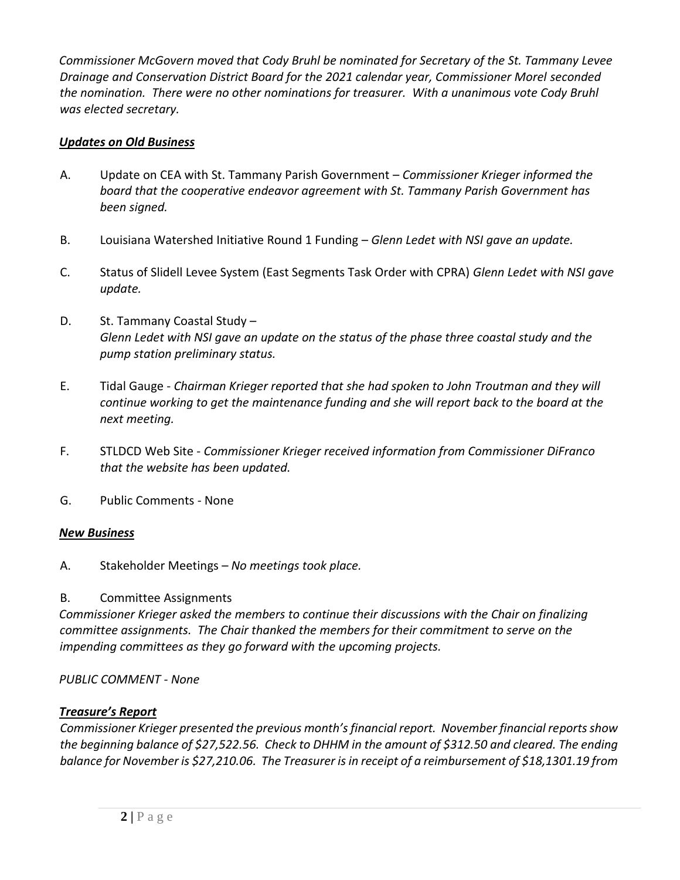*Commissioner McGovern moved that Cody Bruhl be nominated for Secretary of the St. Tammany Levee Drainage and Conservation District Board for the 2021 calendar year, Commissioner Morel seconded the nomination. There were no other nominations for treasurer. With a unanimous vote Cody Bruhl was elected secretary.*

## ***Updates on Old Business***

A. Update on CEA with St. Tammany Parish Government – *Commissioner Krieger informed the board that the cooperative endeavor agreement with St. Tammany Parish Government has been signed.*

B. Louisiana Watershed Initiative Round 1 Funding – *Glenn Ledet with NSI gave an update.*

C. Status of Slidell Levee System (East Segments Task Order with CPRA) *Glenn Ledet with NSI gave update.*

D. St. Tammany Coastal Study –
*Glenn Ledet with NSI gave an update on the status of the phase three coastal study and the pump station preliminary status.*

E. Tidal Gauge - *Chairman Krieger reported that she had spoken to John Troutman and they will continue working to get the maintenance funding and she will report back to the board at the next meeting.*

F. STLDCD Web Site - *Commissioner Krieger received information from Commissioner DiFranco that the website has been updated.*

G. Public Comments - None

## ***New Business***

A. Stakeholder Meetings – *No meetings took place.*

B. Committee Assignments

*Commissioner Krieger asked the members to continue their discussions with the Chair on finalizing committee assignments. The Chair thanked the members for their commitment to serve on the impending committees as they go forward with the upcoming projects.*

*PUBLIC COMMENT - None*

## ***Treasure's Report***

*Commissioner Krieger presented the previous month's financial report. November financial reports show the beginning balance of $27,522.56. Check to DHHM in the amount of $312.50 and cleared. The ending balance for November is $27,210.06. The Treasurer is in receipt of a reimbursement of $18,1301.19 from*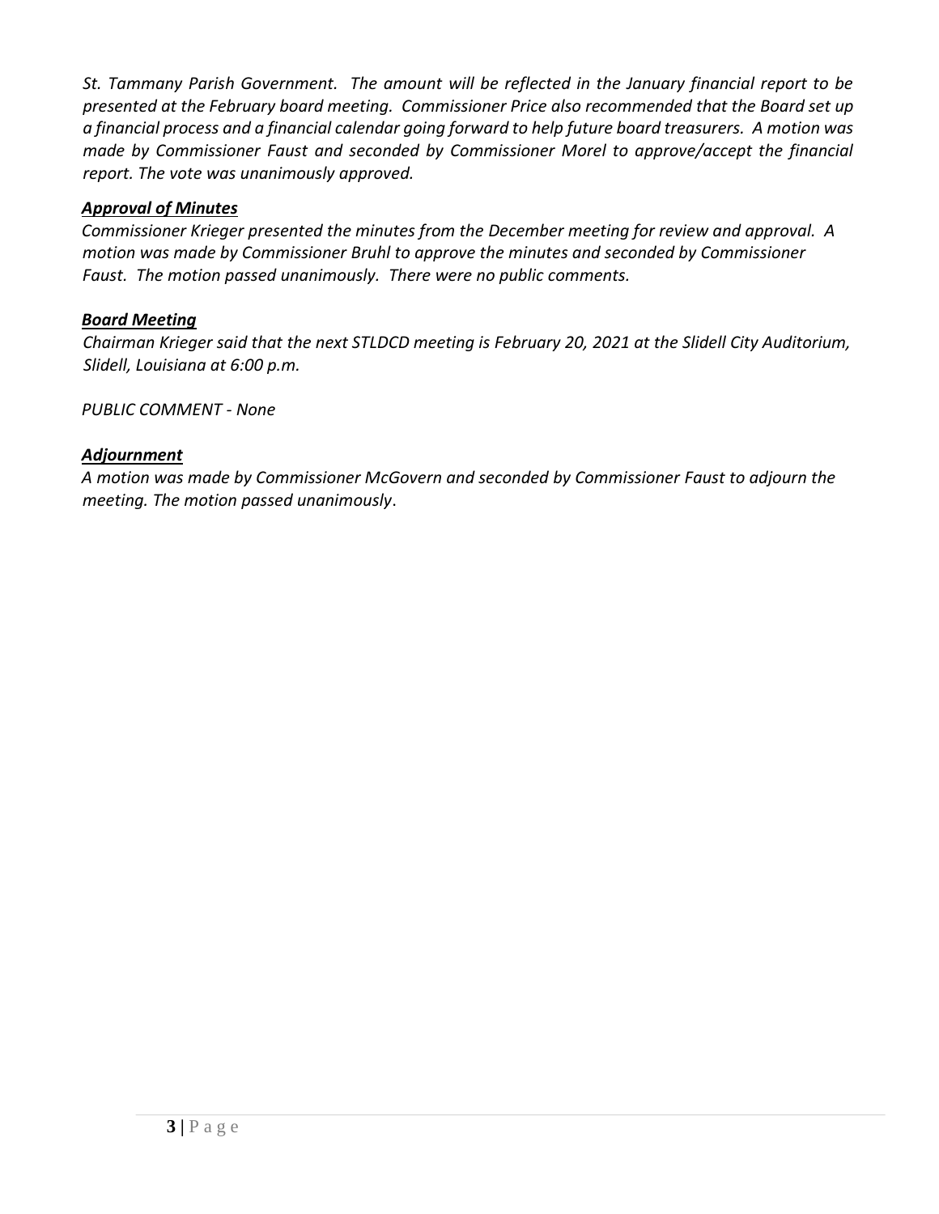*St. Tammany Parish Government. The amount will be reflected in the January financial report to be presented at the February board meeting. Commissioner Price also recommended that the Board set up a financial process and a financial calendar going forward to help future board treasurers. A motion was made by Commissioner Faust and seconded by Commissioner Morel to approve/accept the financial report. The vote was unanimously approved.*

***Approval of Minutes***

*Commissioner Krieger presented the minutes from the December meeting for review and approval. A motion was made by Commissioner Bruhl to approve the minutes and seconded by Commissioner Faust. The motion passed unanimously. There were no public comments.*

***Board Meeting***

*Chairman Krieger said that the next STLDCD meeting is February 20, 2021 at the Slidell City Auditorium, Slidell, Louisiana at 6:00 p.m.*

*PUBLIC COMMENT - None*

***Adjournment***

*A motion was made by Commissioner McGovern and seconded by Commissioner Faust to adjourn the meeting. The motion passed unanimously.*